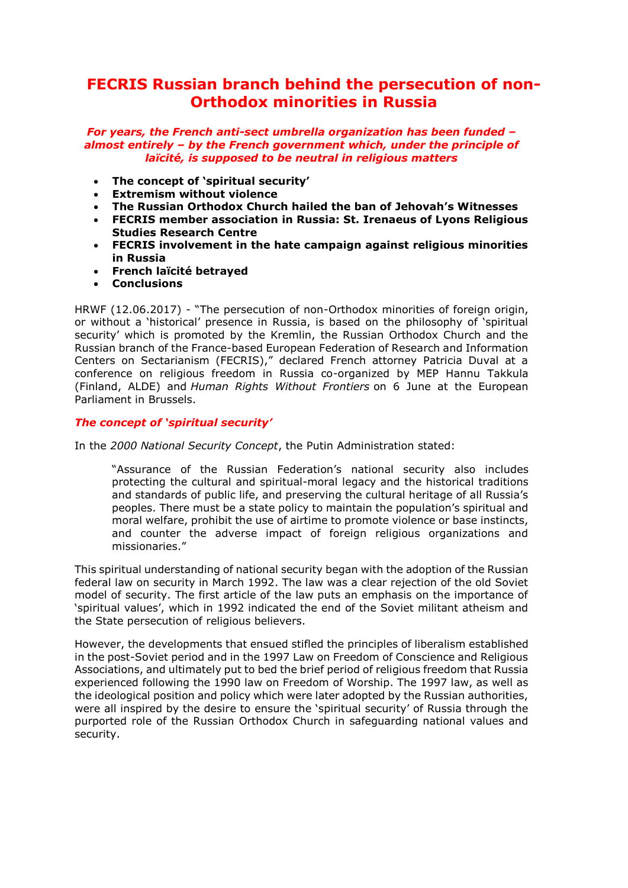# FECRIS Russian branch behind the persecution of non-Orthodox minorities in Russia

***For years, the French anti-sect umbrella organization has been funded – almost entirely – by the French government which, under the principle of laïcité, is supposed to be neutral in religious matters***

- **The concept of 'spiritual security'**
- **Extremism without violence**
- **The Russian Orthodox Church hailed the ban of Jehovah's Witnesses**
- **FECRIS member association in Russia: St. Irenaeus of Lyons Religious Studies Research Centre**
- **FECRIS involvement in the hate campaign against religious minorities in Russia**
- **French laïcité betrayed**
- **Conclusions**

HRWF (12.06.2017) - "The persecution of non-Orthodox minorities of foreign origin, or without a 'historical' presence in Russia, is based on the philosophy of 'spiritual security' which is promoted by the Kremlin, the Russian Orthodox Church and the Russian branch of the France-based European Federation of Research and Information Centers on Sectarianism (FECRIS)," declared French attorney Patricia Duval at a conference on religious freedom in Russia co-organized by MEP Hannu Takkula (Finland, ALDE) and *Human Rights Without Frontiers* on 6 June at the European Parliament in Brussels.

## *The concept of 'spiritual security'*

In the *2000 National Security Concept*, the Putin Administration stated:

> "Assurance of the Russian Federation's national security also includes protecting the cultural and spiritual-moral legacy and the historical traditions and standards of public life, and preserving the cultural heritage of all Russia's peoples. There must be a state policy to maintain the population's spiritual and moral welfare, prohibit the use of airtime to promote violence or base instincts, and counter the adverse impact of foreign religious organizations and missionaries."

This spiritual understanding of national security began with the adoption of the Russian federal law on security in March 1992. The law was a clear rejection of the old Soviet model of security. The first article of the law puts an emphasis on the importance of 'spiritual values', which in 1992 indicated the end of the Soviet militant atheism and the State persecution of religious believers.

However, the developments that ensued stifled the principles of liberalism established in the post-Soviet period and in the 1997 Law on Freedom of Conscience and Religious Associations, and ultimately put to bed the brief period of religious freedom that Russia experienced following the 1990 law on Freedom of Worship. The 1997 law, as well as the ideological position and policy which were later adopted by the Russian authorities, were all inspired by the desire to ensure the 'spiritual security' of Russia through the purported role of the Russian Orthodox Church in safeguarding national values and security.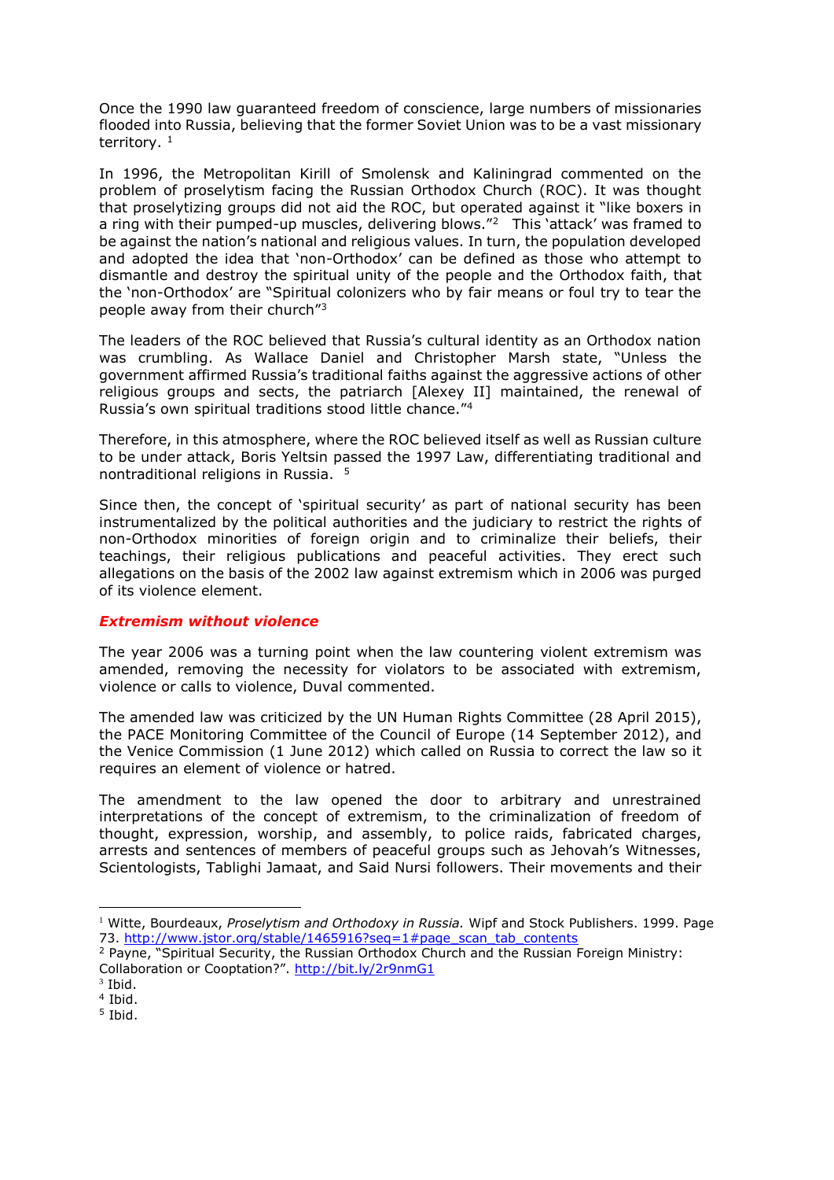Once the 1990 law guaranteed freedom of conscience, large numbers of missionaries flooded into Russia, believing that the former Soviet Union was to be a vast missionary territory. [1]

In 1996, the Metropolitan Kirill of Smolensk and Kaliningrad commented on the problem of proselytism facing the Russian Orthodox Church (ROC). It was thought that proselytizing groups did not aid the ROC, but operated against it "like boxers in a ring with their pumped-up muscles, delivering blows."[2] This 'attack' was framed to be against the nation's national and religious values. In turn, the population developed and adopted the idea that 'non-Orthodox' can be defined as those who attempt to dismantle and destroy the spiritual unity of the people and the Orthodox faith, that the 'non-Orthodox' are "Spiritual colonizers who by fair means or foul try to tear the people away from their church"[3]

The leaders of the ROC believed that Russia's cultural identity as an Orthodox nation was crumbling. As Wallace Daniel and Christopher Marsh state, "Unless the government affirmed Russia's traditional faiths against the aggressive actions of other religious groups and sects, the patriarch [Alexey II] maintained, the renewal of Russia's own spiritual traditions stood little chance."[4]

Therefore, in this atmosphere, where the ROC believed itself as well as Russian culture to be under attack, Boris Yeltsin passed the 1997 Law, differentiating traditional and nontraditional religions in Russia. [5]

Since then, the concept of 'spiritual security' as part of national security has been instrumentalized by the political authorities and the judiciary to restrict the rights of non-Orthodox minorities of foreign origin and to criminalize their beliefs, their teachings, their religious publications and peaceful activities. They erect such allegations on the basis of the 2002 law against extremism which in 2006 was purged of its violence element.

### *Extremism without violence*

The year 2006 was a turning point when the law countering violent extremism was amended, removing the necessity for violators to be associated with extremism, violence or calls to violence, Duval commented.

The amended law was criticized by the UN Human Rights Committee (28 April 2015), the PACE Monitoring Committee of the Council of Europe (14 September 2012), and the Venice Commission (1 June 2012) which called on Russia to correct the law so it requires an element of violence or hatred.

The amendment to the law opened the door to arbitrary and unrestrained interpretations of the concept of extremism, to the criminalization of freedom of thought, expression, worship, and assembly, to police raids, fabricated charges, arrests and sentences of members of peaceful groups such as Jehovah's Witnesses, Scientologists, Tablighi Jamaat, and Said Nursi followers. Their movements and their

---

[1] Witte, Bourdeaux, *Proselytism and Orthodoxy in Russia.* Wipf and Stock Publishers. 1999. Page 73. http://www.jstor.org/stable/1465916?seq=1#page_scan_tab_contents

[2] Payne, "Spiritual Security, the Russian Orthodox Church and the Russian Foreign Ministry: Collaboration or Cooptation?". http://bit.ly/2r9nmG1

[3] Ibid.

[4] Ibid.

[5] Ibid.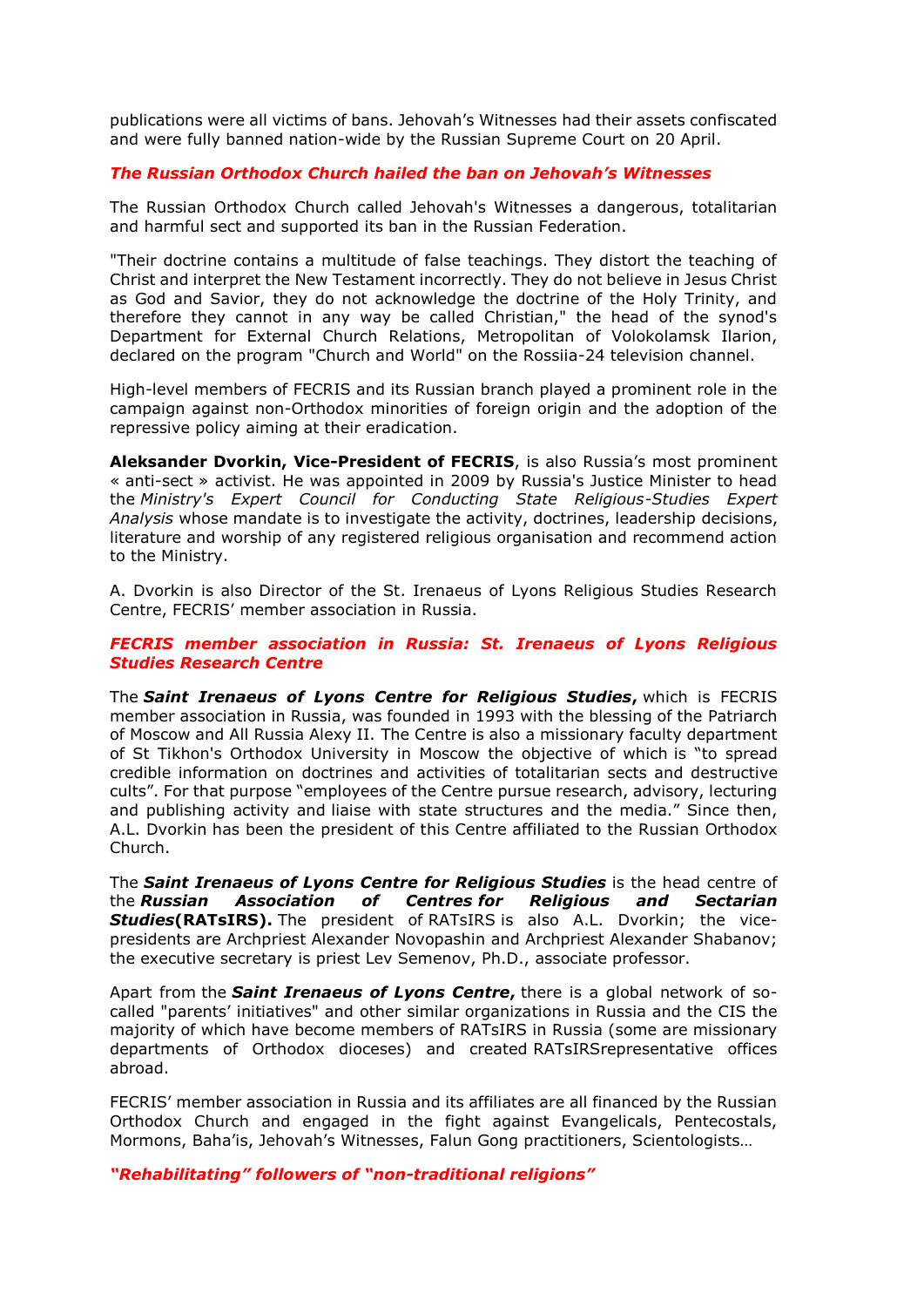publications were all victims of bans. Jehovah's Witnesses had their assets confiscated and were fully banned nation-wide by the Russian Supreme Court on 20 April.

***The Russian Orthodox Church hailed the ban on Jehovah's Witnesses***

The Russian Orthodox Church called Jehovah's Witnesses a dangerous, totalitarian and harmful sect and supported its ban in the Russian Federation.

"Their doctrine contains a multitude of false teachings. They distort the teaching of Christ and interpret the New Testament incorrectly. They do not believe in Jesus Christ as God and Savior, they do not acknowledge the doctrine of the Holy Trinity, and therefore they cannot in any way be called Christian," the head of the synod's Department for External Church Relations, Metropolitan of Volokolamsk Ilarion, declared on the program "Church and World" on the Rossiia-24 television channel.

High-level members of FECRIS and its Russian branch played a prominent role in the campaign against non-Orthodox minorities of foreign origin and the adoption of the repressive policy aiming at their eradication.

**Aleksander Dvorkin, Vice-President of FECRIS**, is also Russia's most prominent « anti-sect » activist. He was appointed in 2009 by Russia's Justice Minister to head the *Ministry's Expert Council for Conducting State Religious-Studies Expert Analysis* whose mandate is to investigate the activity, doctrines, leadership decisions, literature and worship of any registered religious organisation and recommend action to the Ministry.

A. Dvorkin is also Director of the St. Irenaeus of Lyons Religious Studies Research Centre, FECRIS' member association in Russia.

***FECRIS member association in Russia: St. Irenaeus of Lyons Religious Studies Research Centre***

The ***Saint Irenaeus of Lyons Centre for Religious Studies***, which is FECRIS member association in Russia, was founded in 1993 with the blessing of the Patriarch of Moscow and All Russia Alexy II. The Centre is also a missionary faculty department of St Tikhon's Orthodox University in Moscow the objective of which is "to spread credible information on doctrines and activities of totalitarian sects and destructive cults". For that purpose "employees of the Centre pursue research, advisory, lecturing and publishing activity and liaise with state structures and the media." Since then, A.L. Dvorkin has been the president of this Centre affiliated to the Russian Orthodox Church.

The ***Saint Irenaeus of Lyons Centre for Religious Studies*** is the head centre of the ***Russian Association of Centres for Religious and Sectarian Studies*****(RATsIRS).** The president of RATsIRS is also A.L. Dvorkin; the vice-presidents are Archpriest Alexander Novopashin and Archpriest Alexander Shabanov; the executive secretary is priest Lev Semenov, Ph.D., associate professor.

Apart from the ***Saint Irenaeus of Lyons Centre***, there is a global network of so-called "parents' initiatives" and other similar organizations in Russia and the CIS the majority of which have become members of RATsIRS in Russia (some are missionary departments of Orthodox dioceses) and created RATsIRSrepresentative offices abroad.

FECRIS' member association in Russia and its affiliates are all financed by the Russian Orthodox Church and engaged in the fight against Evangelicals, Pentecostals, Mormons, Baha'is, Jehovah's Witnesses, Falun Gong practitioners, Scientologists…

***"Rehabilitating" followers of "non-traditional religions"***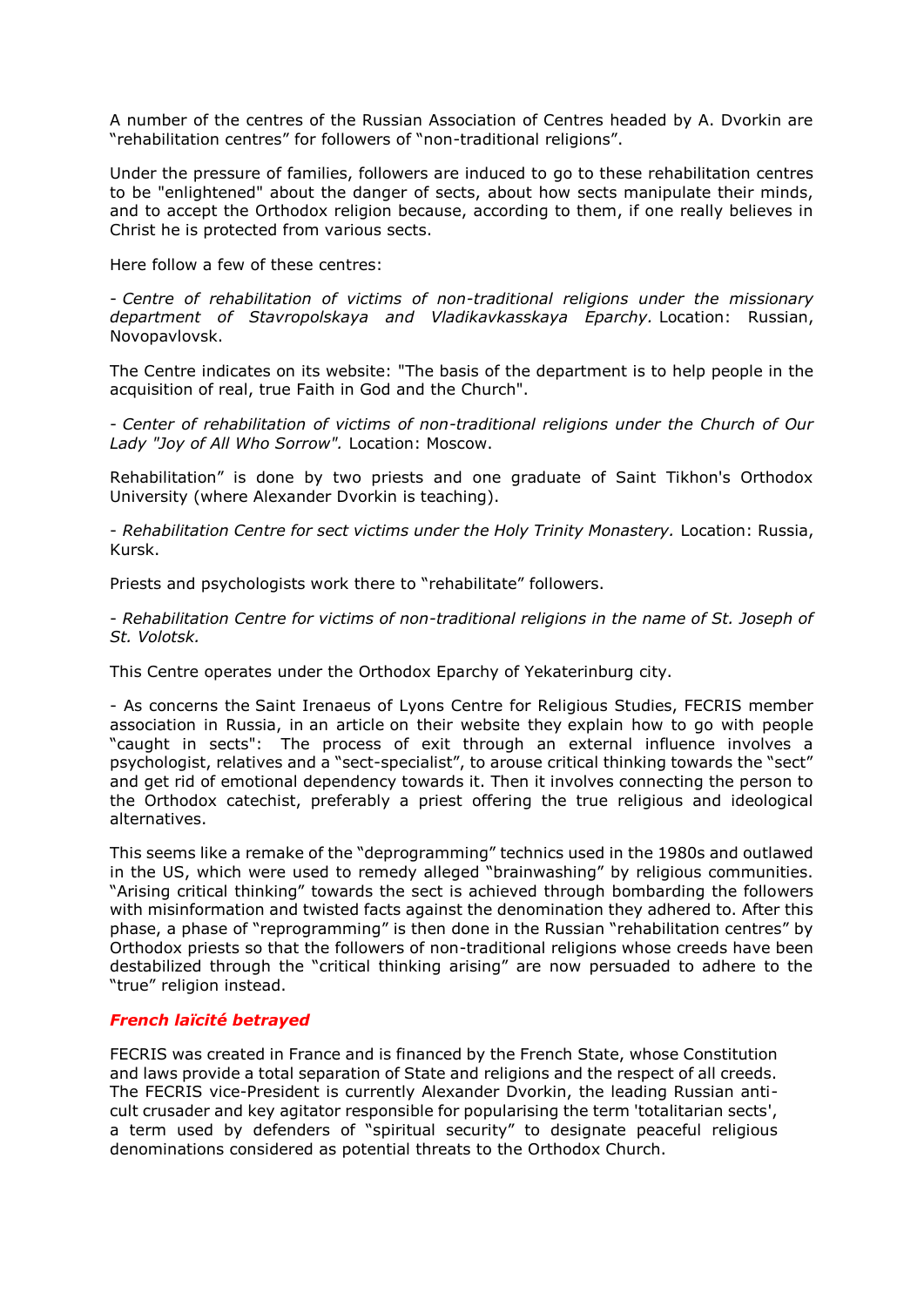A number of the centres of the Russian Association of Centres headed by A. Dvorkin are "rehabilitation centres" for followers of "non-traditional religions".

Under the pressure of families, followers are induced to go to these rehabilitation centres to be "enlightened" about the danger of sects, about how sects manipulate their minds, and to accept the Orthodox religion because, according to them, if one really believes in Christ he is protected from various sects.

Here follow a few of these centres:

- *Centre of rehabilitation of victims of non-traditional religions under the missionary department of Stavropolskaya and Vladikavkasskaya Eparchy.* Location: Russian, Novopavlovsk.

The Centre indicates on its website: "The basis of the department is to help people in the acquisition of real, true Faith in God and the Church".

- *Center of rehabilitation of victims of non-traditional religions under the Church of Our Lady "Joy of All Who Sorrow".* Location: Moscow.

Rehabilitation" is done by two priests and one graduate of Saint Tikhon's Orthodox University (where Alexander Dvorkin is teaching).

- *Rehabilitation Centre for sect victims under the Holy Trinity Monastery.* Location: Russia, Kursk.

Priests and psychologists work there to "rehabilitate" followers.

- *Rehabilitation Centre for victims of non-traditional religions in the name of St. Joseph of St. Volotsk.*

This Centre operates under the Orthodox Eparchy of Yekaterinburg city.

- As concerns the Saint Irenaeus of Lyons Centre for Religious Studies, FECRIS member association in Russia, in an article on their website they explain how to go with people "caught in sects": The process of exit through an external influence involves a psychologist, relatives and a "sect-specialist", to arouse critical thinking towards the "sect" and get rid of emotional dependency towards it. Then it involves connecting the person to the Orthodox catechist, preferably a priest offering the true religious and ideological alternatives.

This seems like a remake of the "deprogramming" technics used in the 1980s and outlawed in the US, which were used to remedy alleged "brainwashing" by religious communities. "Arising critical thinking" towards the sect is achieved through bombarding the followers with misinformation and twisted facts against the denomination they adhered to. After this phase, a phase of "reprogramming" is then done in the Russian "rehabilitation centres" by Orthodox priests so that the followers of non-traditional religions whose creeds have been destabilized through the "critical thinking arising" are now persuaded to adhere to the "true" religion instead.

### ***French laïcité betrayed***

FECRIS was created in France and is financed by the French State, whose Constitution and laws provide a total separation of State and religions and the respect of all creeds. The FECRIS vice-President is currently Alexander Dvorkin, the leading Russian anti-cult crusader and key agitator responsible for popularising the term 'totalitarian sects', a term used by defenders of "spiritual security" to designate peaceful religious denominations considered as potential threats to the Orthodox Church.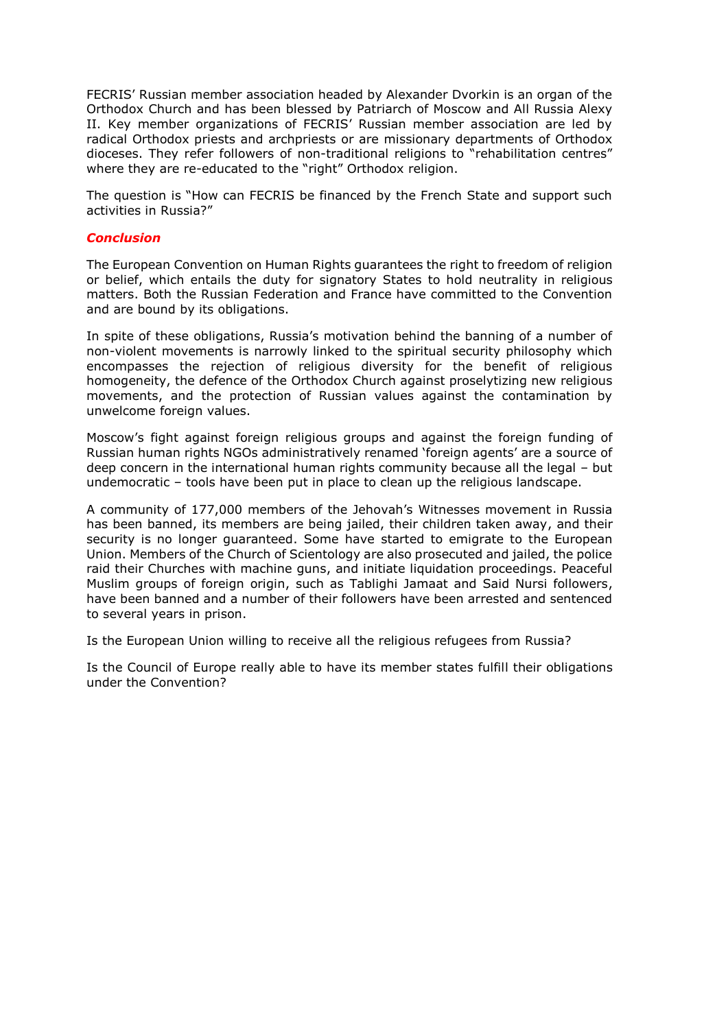FECRIS' Russian member association headed by Alexander Dvorkin is an organ of the Orthodox Church and has been blessed by Patriarch of Moscow and All Russia Alexy II. Key member organizations of FECRIS' Russian member association are led by radical Orthodox priests and archpriests or are missionary departments of Orthodox dioceses. They refer followers of non-traditional religions to "rehabilitation centres" where they are re-educated to the "right" Orthodox religion.

The question is "How can FECRIS be financed by the French State and support such activities in Russia?"

### ***Conclusion***

The European Convention on Human Rights guarantees the right to freedom of religion or belief, which entails the duty for signatory States to hold neutrality in religious matters. Both the Russian Federation and France have committed to the Convention and are bound by its obligations.

In spite of these obligations, Russia's motivation behind the banning of a number of non-violent movements is narrowly linked to the spiritual security philosophy which encompasses the rejection of religious diversity for the benefit of religious homogeneity, the defence of the Orthodox Church against proselytizing new religious movements, and the protection of Russian values against the contamination by unwelcome foreign values.

Moscow's fight against foreign religious groups and against the foreign funding of Russian human rights NGOs administratively renamed 'foreign agents' are a source of deep concern in the international human rights community because all the legal – but undemocratic – tools have been put in place to clean up the religious landscape.

A community of 177,000 members of the Jehovah's Witnesses movement in Russia has been banned, its members are being jailed, their children taken away, and their security is no longer guaranteed. Some have started to emigrate to the European Union. Members of the Church of Scientology are also prosecuted and jailed, the police raid their Churches with machine guns, and initiate liquidation proceedings. Peaceful Muslim groups of foreign origin, such as Tablighi Jamaat and Said Nursi followers, have been banned and a number of their followers have been arrested and sentenced to several years in prison.

Is the European Union willing to receive all the religious refugees from Russia?

Is the Council of Europe really able to have its member states fulfill their obligations under the Convention?